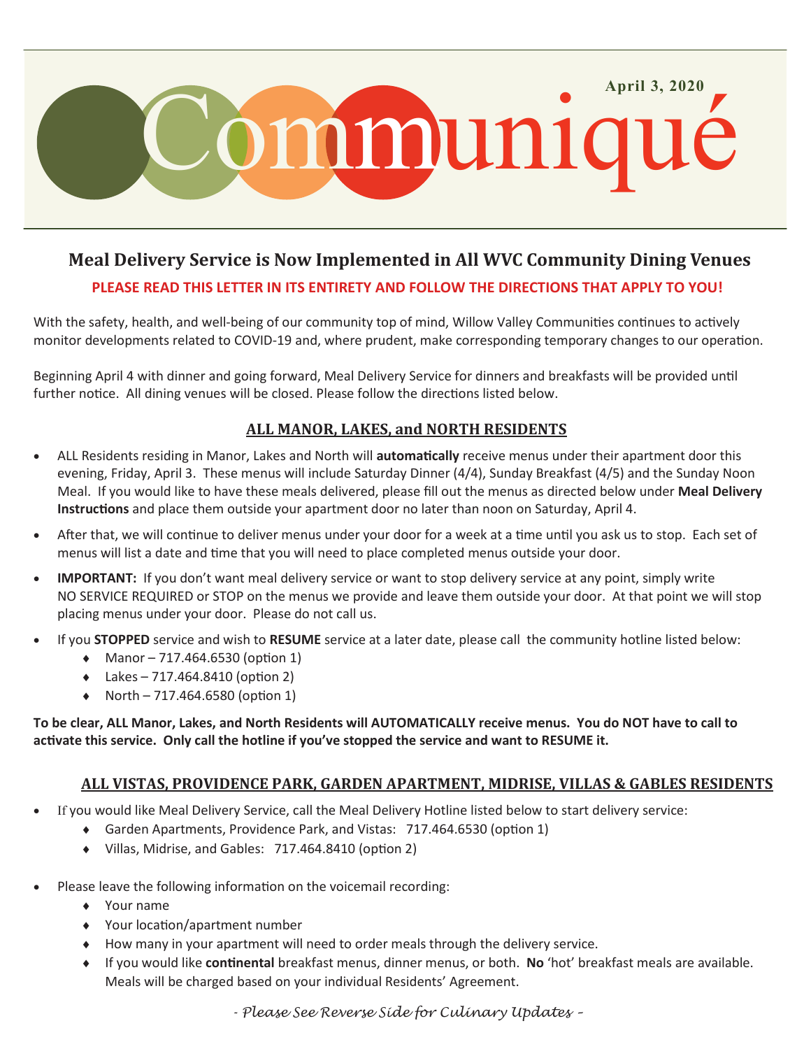# Communiqué

**April 3, 2020**

## Meal Delivery Service is Now Implemented in All WVC Community Dining Venues

**PLEASE READ THIS LETTER IN ITS ENTIRETY AND FOLLOW THE DIRECTIONS THAT APPLY TO YOU!**

With the safety, health, and well-being of our community top of mind, Willow Valley Communities continues to actively monitor developments related to COVID-19 and, where prudent, make corresponding temporary changes to our operation.

Beginning April 4 with dinner and going forward, Meal Delivery Service for dinners and breakfasts will be provided until further notice. All dining venues will be closed. Please follow the directions listed below.

### ALL MANOR, LAKES, and NORTH RESIDENTS

- ALL Residents residing in Manor, Lakes and North will **automatically** receive menus under their apartment door this evening, Friday, April 3. These menus will include Saturday Dinner (4/4), Sunday Breakfast (4/5) and the Sunday Noon Meal. If you would like to have these meals delivered, please fill out the menus as directed below under **Meal Delivery Instructions** and place them outside your apartment door no later than noon on Saturday, April 4.
- After that, we will continue to deliver menus under your door for a week at a time until you ask us to stop. Each set of menus will list a date and time that you will need to place completed menus outside your door.
- **IMPORTANT:** If you don't want meal delivery service or want to stop delivery service at any point, simply write NO SERVICE REQUIRED or STOP on the menus we provide and leave them outside your door. At that point we will stop placing menus under your door. Please do not call us.
- If you **STOPPED** service and wish to **RESUME** service at a later date, please call the community hotline listed below:
  - Manor – 717.464.6530 (option 1)
  - Lakes – 717.464.8410 (option 2)
  - North – 717.464.6580 (option 1)

**To be clear, ALL Manor, Lakes, and North Residents will AUTOMATICALLY receive menus. You do NOT have to call to activate this service. Only call the hotline if you've stopped the service and want to RESUME it.**

### ALL VISTAS, PROVIDENCE PARK, GARDEN APARTMENT, MIDRISE, VILLAS & GABLES RESIDENTS

- If you would like Meal Delivery Service, call the Meal Delivery Hotline listed below to start delivery service:
  - Garden Apartments, Providence Park, and Vistas: 717.464.6530 (option 1)
  - Villas, Midrise, and Gables: 717.464.8410 (option 2)
- Please leave the following information on the voicemail recording:
  - Your name
  - Your location/apartment number
  - How many in your apartment will need to order meals through the delivery service.
  - If you would like **continental** breakfast menus, dinner menus, or both. **No** 'hot' breakfast meals are available. Meals will be charged based on your individual Residents' Agreement.

*- Please See Reverse Side for Culinary Updates -*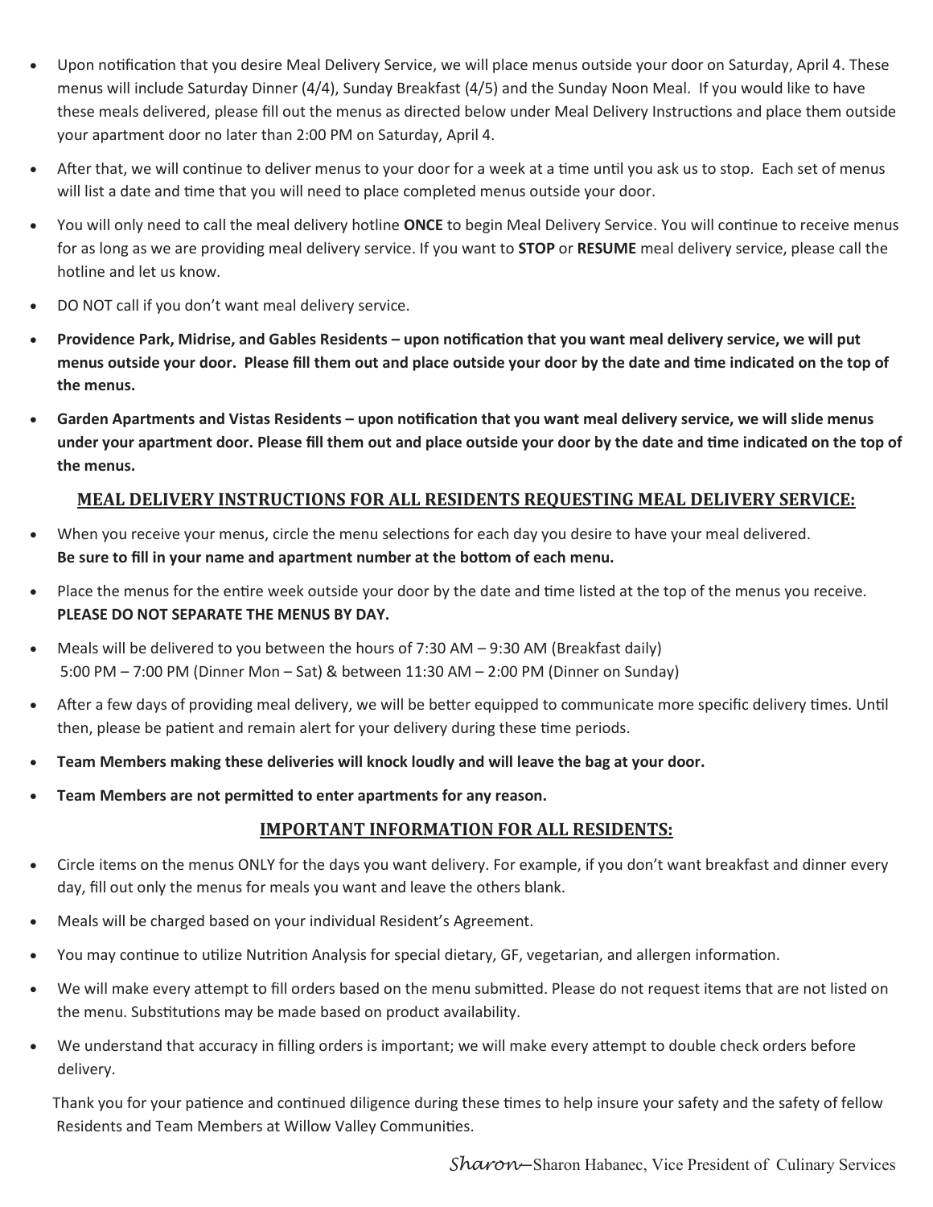- Upon notification that you desire Meal Delivery Service, we will place menus outside your door on Saturday, April 4. These menus will include Saturday Dinner (4/4), Sunday Breakfast (4/5) and the Sunday Noon Meal. If you would like to have these meals delivered, please fill out the menus as directed below under Meal Delivery Instructions and place them outside your apartment door no later than 2:00 PM on Saturday, April 4.
- After that, we will continue to deliver menus to your door for a week at a time until you ask us to stop. Each set of menus will list a date and time that you will need to place completed menus outside your door.
- You will only need to call the meal delivery hotline **ONCE** to begin Meal Delivery Service. You will continue to receive menus for as long as we are providing meal delivery service. If you want to **STOP** or **RESUME** meal delivery service, please call the hotline and let us know.
- DO NOT call if you don't want meal delivery service.
- **Providence Park, Midrise, and Gables Residents – upon notification that you want meal delivery service, we will put menus outside your door. Please fill them out and place outside your door by the date and time indicated on the top of the menus.**
- **Garden Apartments and Vistas Residents – upon notification that you want meal delivery service, we will slide menus under your apartment door. Please fill them out and place outside your door by the date and time indicated on the top of the menus.**

## MEAL DELIVERY INSTRUCTIONS FOR ALL RESIDENTS REQUESTING MEAL DELIVERY SERVICE:

- When you receive your menus, circle the menu selections for each day you desire to have your meal delivered. **Be sure to fill in your name and apartment number at the bottom of each menu.**
- Place the menus for the entire week outside your door by the date and time listed at the top of the menus you receive. **PLEASE DO NOT SEPARATE THE MENUS BY DAY.**
- Meals will be delivered to you between the hours of 7:30 AM – 9:30 AM (Breakfast daily)
  5:00 PM – 7:00 PM (Dinner Mon – Sat) & between 11:30 AM – 2:00 PM (Dinner on Sunday)
- After a few days of providing meal delivery, we will be better equipped to communicate more specific delivery times. Until then, please be patient and remain alert for your delivery during these time periods.
- **Team Members making these deliveries will knock loudly and will leave the bag at your door.**
- **Team Members are not permitted to enter apartments for any reason.**

## IMPORTANT INFORMATION FOR ALL RESIDENTS:

- Circle items on the menus ONLY for the days you want delivery. For example, if you don't want breakfast and dinner every day, fill out only the menus for meals you want and leave the others blank.
- Meals will be charged based on your individual Resident's Agreement.
- You may continue to utilize Nutrition Analysis for special dietary, GF, vegetarian, and allergen information.
- We will make every attempt to fill orders based on the menu submitted. Please do not request items that are not listed on the menu. Substitutions may be made based on product availability.
- We understand that accuracy in filling orders is important; we will make every attempt to double check orders before delivery.

Thank you for your patience and continued diligence during these times to help insure your safety and the safety of fellow Residents and Team Members at Willow Valley Communities.

*Sharon*—Sharon Habanec, Vice President of Culinary Services